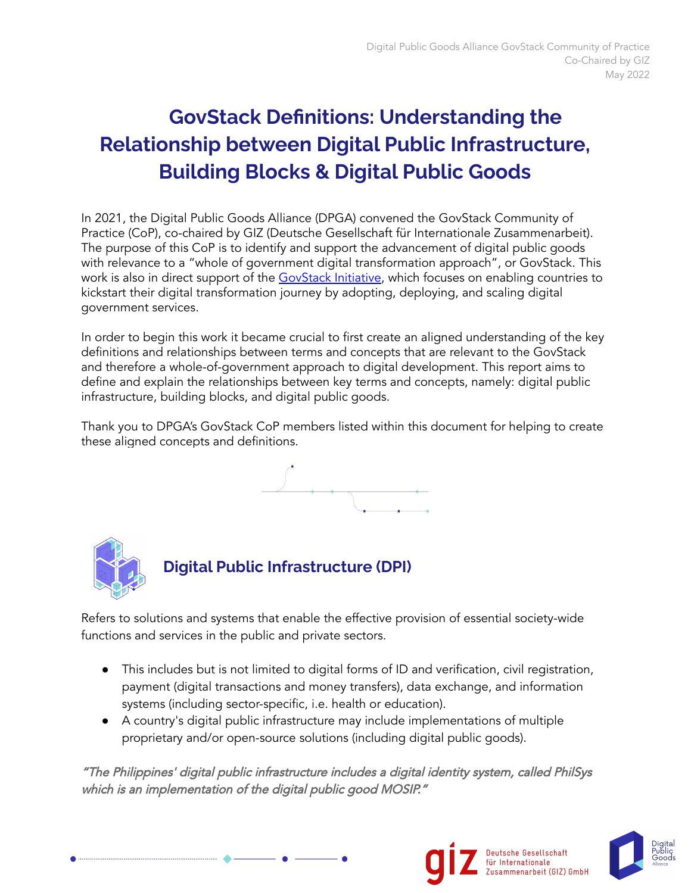Digital Public Goods Alliance GovStack Community of Practice
Co-Chaired by GIZ
May 2022

# GovStack Definitions: Understanding the Relationship between Digital Public Infrastructure, Building Blocks & Digital Public Goods

In 2021, the Digital Public Goods Alliance (DPGA) convened the GovStack Community of Practice (CoP), co-chaired by GIZ (Deutsche Gesellschaft für Internationale Zusammenarbeit). The purpose of this CoP is to identify and support the advancement of digital public goods with relevance to a "whole of government digital transformation approach", or GovStack. This work is also in direct support of the [GovStack Initiative](), which focuses on enabling countries to kickstart their digital transformation journey by adopting, deploying, and scaling digital government services.

In order to begin this work it became crucial to first create an aligned understanding of the key definitions and relationships between terms and concepts that are relevant to the GovStack and therefore a whole-of-government approach to digital development. This report aims to define and explain the relationships between key terms and concepts, namely: digital public infrastructure, building blocks, and digital public goods.

Thank you to DPGA's GovStack CoP members listed within this document for helping to create these aligned concepts and definitions.

## Digital Public Infrastructure (DPI)

Refers to solutions and systems that enable the effective provision of essential society-wide functions and services in the public and private sectors.

- This includes but is not limited to digital forms of ID and verification, civil registration, payment (digital transactions and money transfers), data exchange, and information systems (including sector-specific, i.e. health or education).
- A country's digital public infrastructure may include implementations of multiple proprietary and/or open-source solutions (including digital public goods).

*"The Philippines' digital public infrastructure includes a digital identity system, called PhilSys which is an implementation of the digital public good MOSIP."*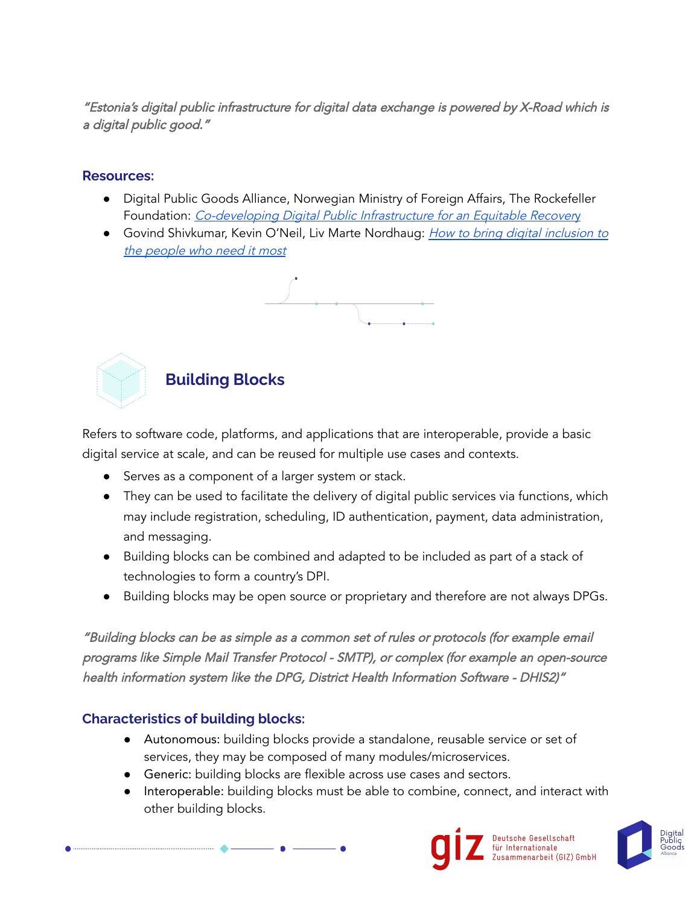*"Estonia's digital public infrastructure for digital data exchange is powered by X-Road which is a digital public good."*

### Resources:

- Digital Public Goods Alliance, Norwegian Ministry of Foreign Affairs, The Rockefeller Foundation: *Co-developing Digital Public Infrastructure for an Equitable Recovery*
- Govind Shivkumar, Kevin O'Neil, Liv Marte Nordhaug: *How to bring digital inclusion to the people who need it most*

## Building Blocks

Refers to software code, platforms, and applications that are interoperable, provide a basic digital service at scale, and can be reused for multiple use cases and contexts.

- Serves as a component of a larger system or stack.
- They can be used to facilitate the delivery of digital public services via functions, which may include registration, scheduling, ID authentication, payment, data administration, and messaging.
- Building blocks can be combined and adapted to be included as part of a stack of technologies to form a country's DPI.
- Building blocks may be open source or proprietary and therefore are not always DPGs.

*"Building blocks can be as simple as a common set of rules or protocols (for example email programs like Simple Mail Transfer Protocol - SMTP), or complex (for example an open-source health information system like the DPG, District Health Information Software - DHIS2)"*

### Characteristics of building blocks:

- Autonomous: building blocks provide a standalone, reusable service or set of services, they may be composed of many modules/microservices.
- Generic: building blocks are flexible across use cases and sectors.
- Interoperable: building blocks must be able to combine, connect, and interact with other building blocks.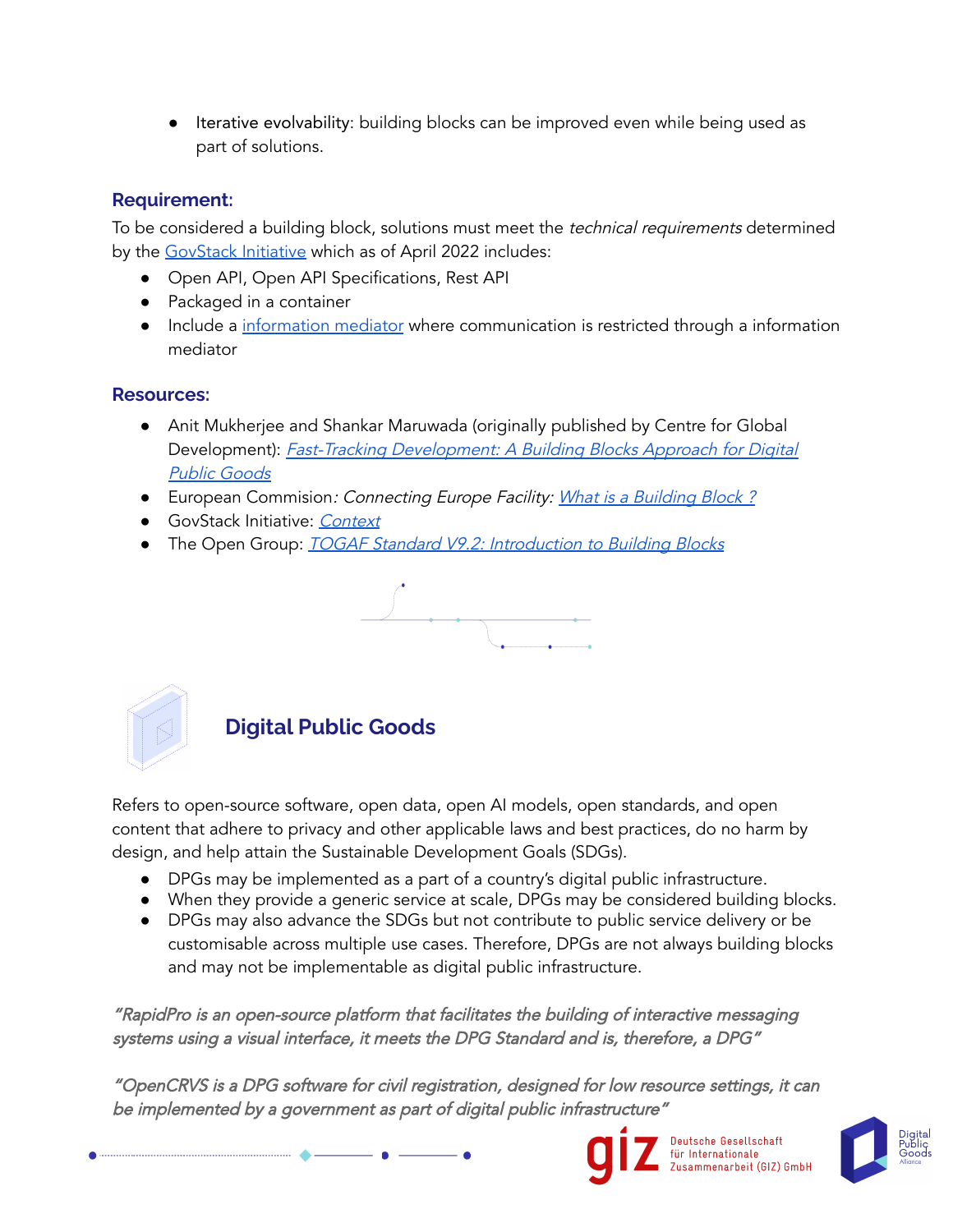- Iterative evolvability: building blocks can be improved even while being used as part of solutions.

### Requirement:

To be considered a building block, solutions must meet the *technical requirements* determined by the GovStack Initiative which as of April 2022 includes:

- Open API, Open API Specifications, Rest API
- Packaged in a container
- Include a information mediator where communication is restricted through a information mediator

### Resources:

- Anit Mukherjee and Shankar Maruwada (originally published by Centre for Global Development): *Fast-Tracking Development: A Building Blocks Approach for Digital Public Goods*
- European Commision*: Connecting Europe Facility: What is a Building Block ?*
- GovStack Initiative: *Context*
- The Open Group: *TOGAF Standard V9.2: Introduction to Building Blocks*

## Digital Public Goods

Refers to open-source software, open data, open AI models, open standards, and open content that adhere to privacy and other applicable laws and best practices, do no harm by design, and help attain the Sustainable Development Goals (SDGs).

- DPGs may be implemented as a part of a country's digital public infrastructure.
- When they provide a generic service at scale, DPGs may be considered building blocks.
- DPGs may also advance the SDGs but not contribute to public service delivery or be customisable across multiple use cases. Therefore, DPGs are not always building blocks and may not be implementable as digital public infrastructure.

*"RapidPro is an open-source platform that facilitates the building of interactive messaging systems using a visual interface, it meets the DPG Standard and is, therefore, a DPG"*

*"OpenCRVS is a DPG software for civil registration, designed for low resource settings, it can be implemented by a government as part of digital public infrastructure"*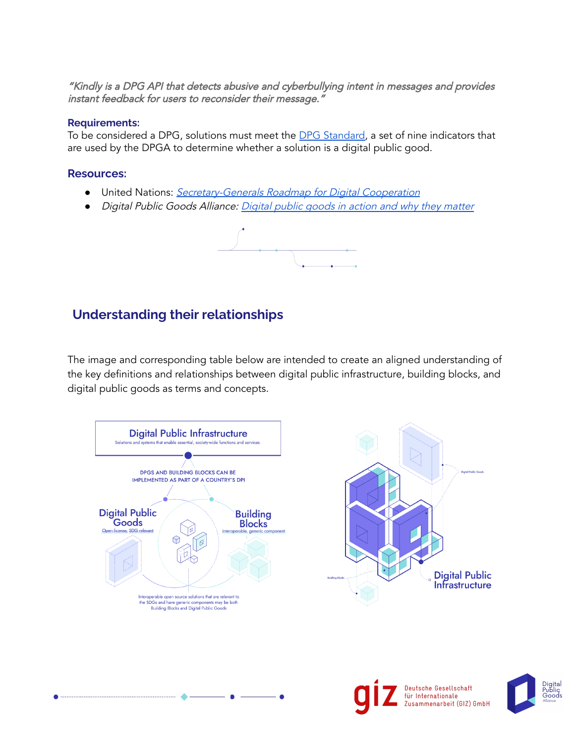*"Kindly is a DPG API that detects abusive and cyberbullying intent in messages and provides instant feedback for users to reconsider their message."*

**Requirements:**

To be considered a DPG, solutions must meet the [DPG Standard](), a set of nine indicators that are used by the DPGA to determine whether a solution is a digital public good.

**Resources:**

- United Nations: *[Secretary-Generals Roadmap for Digital Cooperation]()*
- *Digital Public Goods Alliance: [Digital public goods in action and why they matter]()*

## Understanding their relationships

The image and corresponding table below are intended to create an aligned understanding of the key definitions and relationships between digital public infrastructure, building blocks, and digital public goods as terms and concepts.

**Digital Public Infrastructure**
Solutions and systems that enable essential, society-wide functions and services

DPGS AND BUILDING BLOCKS CAN BE IMPLEMENTED AS PART OF A COUNTRY'S DPI

**Digital Public Goods**
Open license, SDG relevant

**Building Blocks**
Interoperable, generic component

Interoperable open source solutions that are relevant to the SDGs and have generic components may be both Building Blocks and Digital Public Goods

Digital Public Goods

Building Blocks

**Digital Public Infrastructure**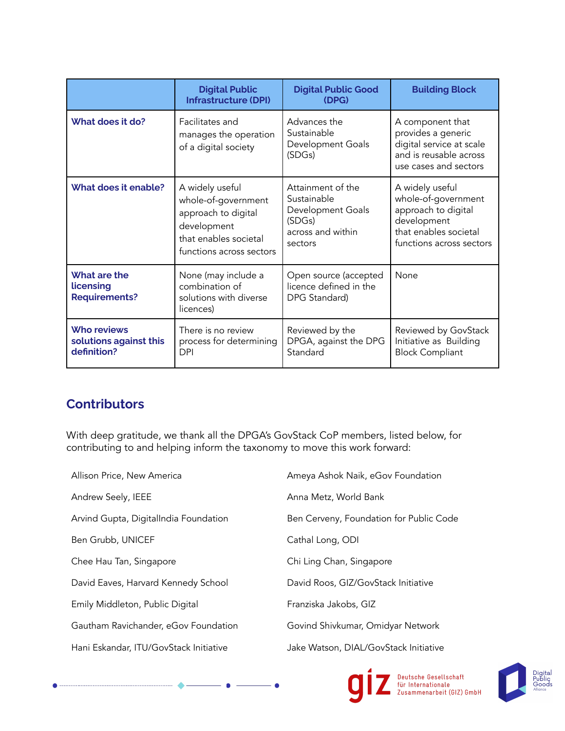| | Digital Public Infrastructure (DPI) | Digital Public Good (DPG) | Building Block |
|---|---|---|---|
| **What does it do?** | Facilitates and manages the operation of a digital society | Advances the Sustainable Development Goals (SDGs) | A component that provides a generic digital service at scale and is reusable across use cases and sectors |
| **What does it enable?** | A widely useful whole-of-government approach to digital development that enables societal functions across sectors | Attainment of the Sustainable Development Goals (SDGs) across and within sectors | A widely useful whole-of-government approach to digital development that enables societal functions across sectors |
| **What are the licensing Requirements?** | None (may include a combination of solutions with diverse licences) | Open source (accepted licence defined in the DPG Standard) | None |
| **Who reviews solutions against this definition?** | There is no review process for determining DPI | Reviewed by the DPGA, against the DPG Standard | Reviewed by GovStack Initiative as Building Block Compliant |

## Contributors

With deep gratitude, we thank all the DPGA's GovStack CoP members, listed below, for contributing to and helping inform the taxonomy to move this work forward:

- Allison Price, New America
- Ameya Ashok Naik, eGov Foundation
- Andrew Seely, IEEE
- Anna Metz, World Bank
- Arvind Gupta, DigitalIndia Foundation
- Ben Cerveny, Foundation for Public Code
- Ben Grubb, UNICEF
- Cathal Long, ODI
- Chee Hau Tan, Singapore
- Chi Ling Chan, Singapore
- David Eaves, Harvard Kennedy School
- David Roos, GIZ/GovStack Initiative
- Emily Middleton, Public Digital
- Franziska Jakobs, GIZ
- Gautham Ravichander, eGov Foundation
- Govind Shivkumar, Omidyar Network
- Hani Eskandar, ITU/GovStack Initiative
- Jake Watson, DIAL/GovStack Initiative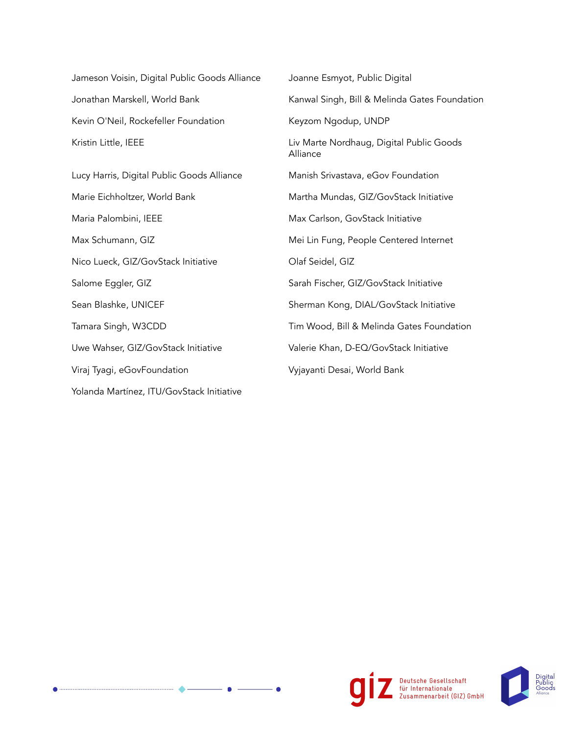Jameson Voisin, Digital Public Goods Alliance

Joanne Esmyot, Public Digital

Jonathan Marskell, World Bank

Kanwal Singh, Bill & Melinda Gates Foundation

Kevin O'Neil, Rockefeller Foundation

Keyzom Ngodup, UNDP

Kristin Little, IEEE

Liv Marte Nordhaug, Digital Public Goods Alliance

Lucy Harris, Digital Public Goods Alliance

Manish Srivastava, eGov Foundation

Marie Eichholtzer, World Bank

Martha Mundas, GIZ/GovStack Initiative

Maria Palombini, IEEE

Max Carlson, GovStack Initiative

Max Schumann, GIZ

Mei Lin Fung, People Centered Internet

Nico Lueck, GIZ/GovStack Initiative

Olaf Seidel, GIZ

Salome Eggler, GIZ

Sarah Fischer, GIZ/GovStack Initiative

Sean Blashke, UNICEF

Sherman Kong, DIAL/GovStack Initiative

Tamara Singh, W3CDD

Tim Wood, Bill & Melinda Gates Foundation

Uwe Wahser, GIZ/GovStack Initiative

Valerie Khan, D-EQ/GovStack Initiative

Viraj Tyagi, eGovFoundation

Vyjayanti Desai, World Bank

Yolanda Martínez, ITU/GovStack Initiative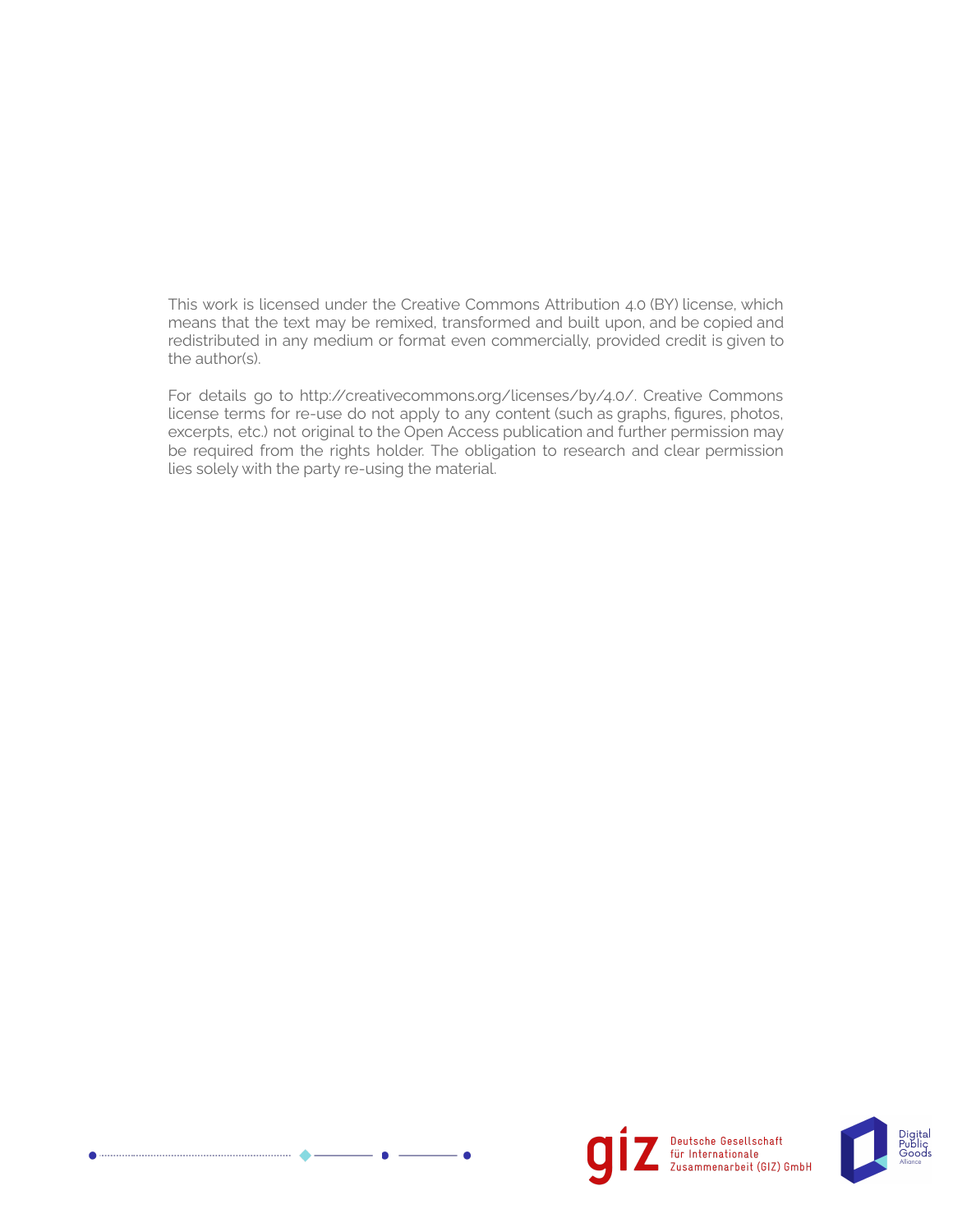This work is licensed under the Creative Commons Attribution 4.0 (BY) license, which means that the text may be remixed, transformed and built upon, and be copied and redistributed in any medium or format even commercially, provided credit is given to the author(s).

For details go to http://creativecommons.org/licenses/by/4.0/. Creative Commons license terms for re-use do not apply to any content (such as graphs, figures, photos, excerpts, etc.) not original to the Open Access publication and further permission may be required from the rights holder. The obligation to research and clear permission lies solely with the party re-using the material.

giz Deutsche Gesellschaft für Internationale Zusammenarbeit (GIZ) GmbH

Digital Public Goods Alliance